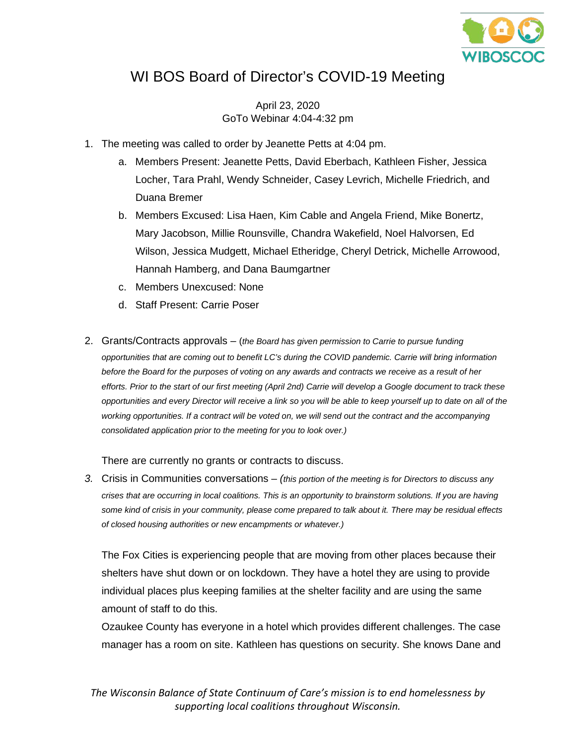# WI BOS Board of Director's COVID-19 Meeting

April 23, 2020
GoTo Webinar 4:04-4:32 pm

1. The meeting was called to order by Jeanette Petts at 4:04 pm.
   a. Members Present: Jeanette Petts, David Eberbach, Kathleen Fisher, Jessica Locher, Tara Prahl, Wendy Schneider, Casey Levrich, Michelle Friedrich, and Duana Bremer
   b. Members Excused: Lisa Haen, Kim Cable and Angela Friend, Mike Bonertz, Mary Jacobson, Millie Rounsville, Chandra Wakefield, Noel Halvorsen, Ed Wilson, Jessica Mudgett, Michael Etheridge, Cheryl Detrick, Michelle Arrowood, Hannah Hamberg, and Dana Baumgartner
   c. Members Unexcused: None
   d. Staff Present: Carrie Poser

2. Grants/Contracts approvals – (*the Board has given permission to Carrie to pursue funding opportunities that are coming out to benefit LC's during the COVID pandemic. Carrie will bring information before the Board for the purposes of voting on any awards and contracts we receive as a result of her efforts. Prior to the start of our first meeting (April 2nd) Carrie will develop a Google document to track these opportunities and every Director will receive a link so you will be able to keep yourself up to date on all of the working opportunities. If a contract will be voted on, we will send out the contract and the accompanying consolidated application prior to the meeting for you to look over.)*

   There are currently no grants or contracts to discuss.

3. Crisis in Communities conversations – *(this portion of the meeting is for Directors to discuss any crises that are occurring in local coalitions. This is an opportunity to brainstorm solutions. If you are having some kind of crisis in your community, please come prepared to talk about it. There may be residual effects of closed housing authorities or new encampments or whatever.)*

   The Fox Cities is experiencing people that are moving from other places because their shelters have shut down or on lockdown. They have a hotel they are using to provide individual places plus keeping families at the shelter facility and are using the same amount of staff to do this.
   Ozaukee County has everyone in a hotel which provides different challenges. The case manager has a room on site. Kathleen has questions on security. She knows Dane and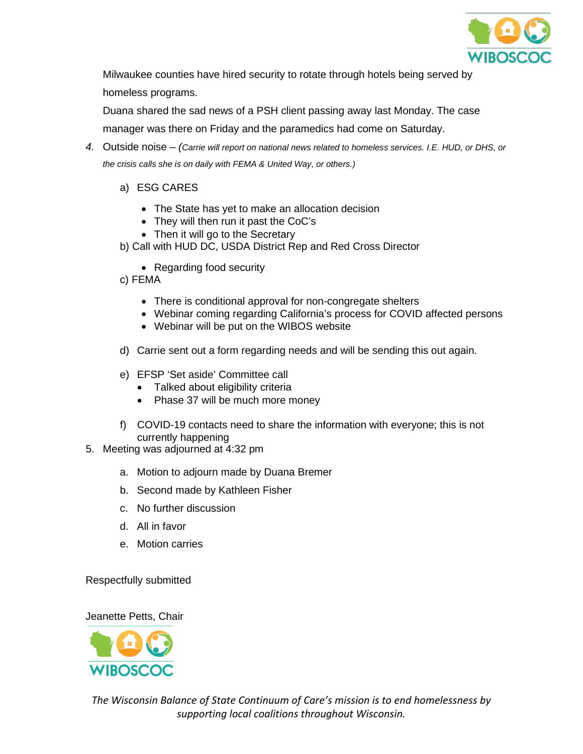Milwaukee counties have hired security to rotate through hotels being served by homeless programs.

Duana shared the sad news of a PSH client passing away last Monday. The case manager was there on Friday and the paramedics had come on Saturday.

4. Outside noise – *(Carrie will report on national news related to homeless services. I.E. HUD, or DHS, or the crisis calls she is on daily with FEMA & United Way, or others.)*

   a) ESG CARES

      - The State has yet to make an allocation decision
      - They will then run it past the CoC's
      - Then it will go to the Secretary

   b) Call with HUD DC, USDA District Rep and Red Cross Director

      - Regarding food security

   c) FEMA

      - There is conditional approval for non-congregate shelters
      - Webinar coming regarding California's process for COVID affected persons
      - Webinar will be put on the WIBOS website

   d) Carrie sent out a form regarding needs and will be sending this out again.

   e) EFSP 'Set aside' Committee call

      - Talked about eligibility criteria
      - Phase 37 will be much more money

   f) COVID-19 contacts need to share the information with everyone; this is not currently happening

5. Meeting was adjourned at 4:32 pm

   a. Motion to adjourn made by Duana Bremer
   b. Second made by Kathleen Fisher
   c. No further discussion
   d. All in favor
   e. Motion carries

Respectfully submitted

Jeanette Petts, Chair

WIBOSCOC

*The Wisconsin Balance of State Continuum of Care's mission is to end homelessness by supporting local coalitions throughout Wisconsin.*